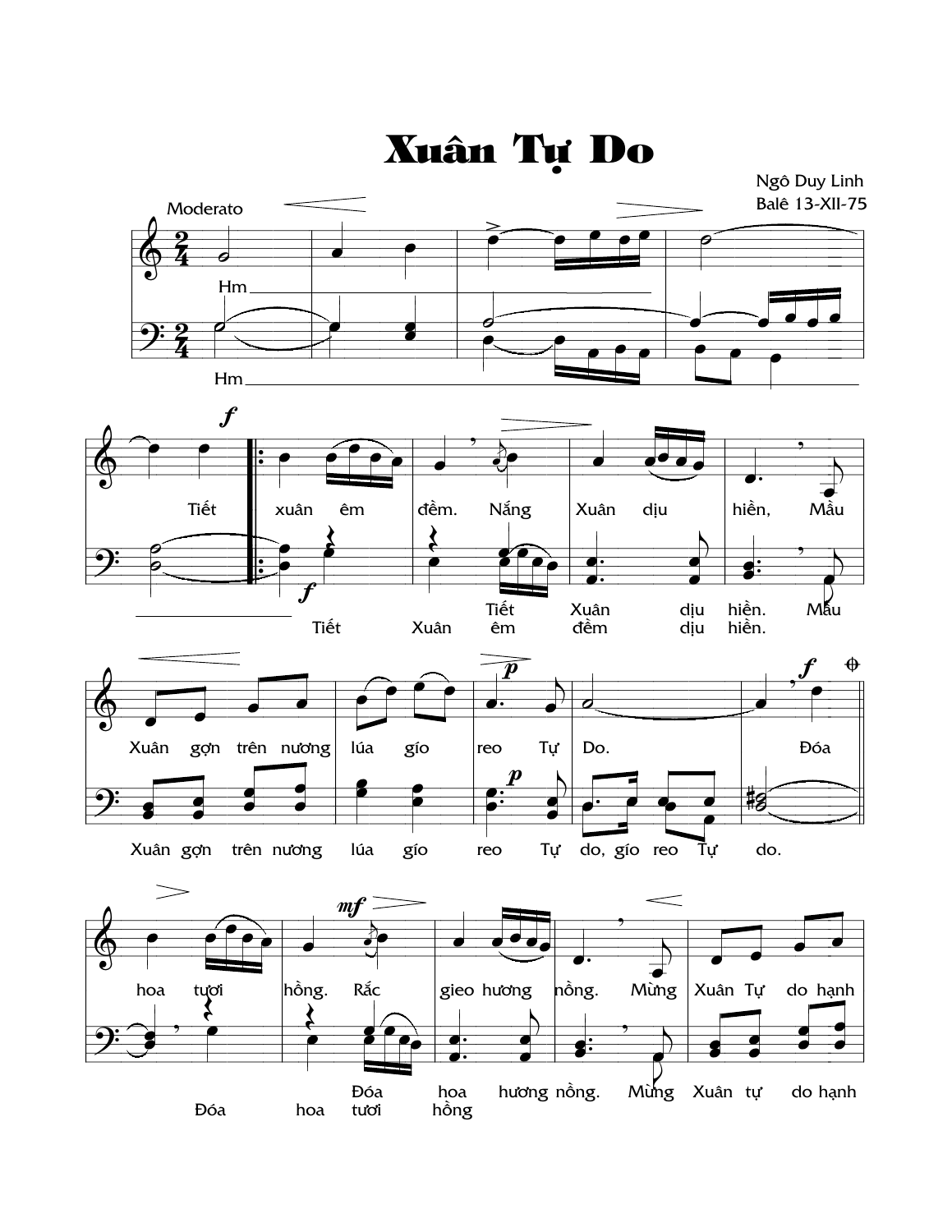# Xuân Tự Do

Ngô Duy Linh
Balê 13-XII-75

Moderato

Hm

Tiết xuân êm đềm. Nắng Xuân dịu hiền, Mầu Xuân gợn trên nương lúa gió reo Tự Do. Đóa hoa tươi hồng. Rắc gieo hương nồng. Mừng Xuân Tự do hạnh

Tiết Xuân êm đềm dịu hiền. Mầu Xuân gợn trên nương lúa gió reo Tự do, gió reo Tự do. Đóa hoa tươi hồng Đóa hoa hương nồng. Mừng Xuân tự do hạnh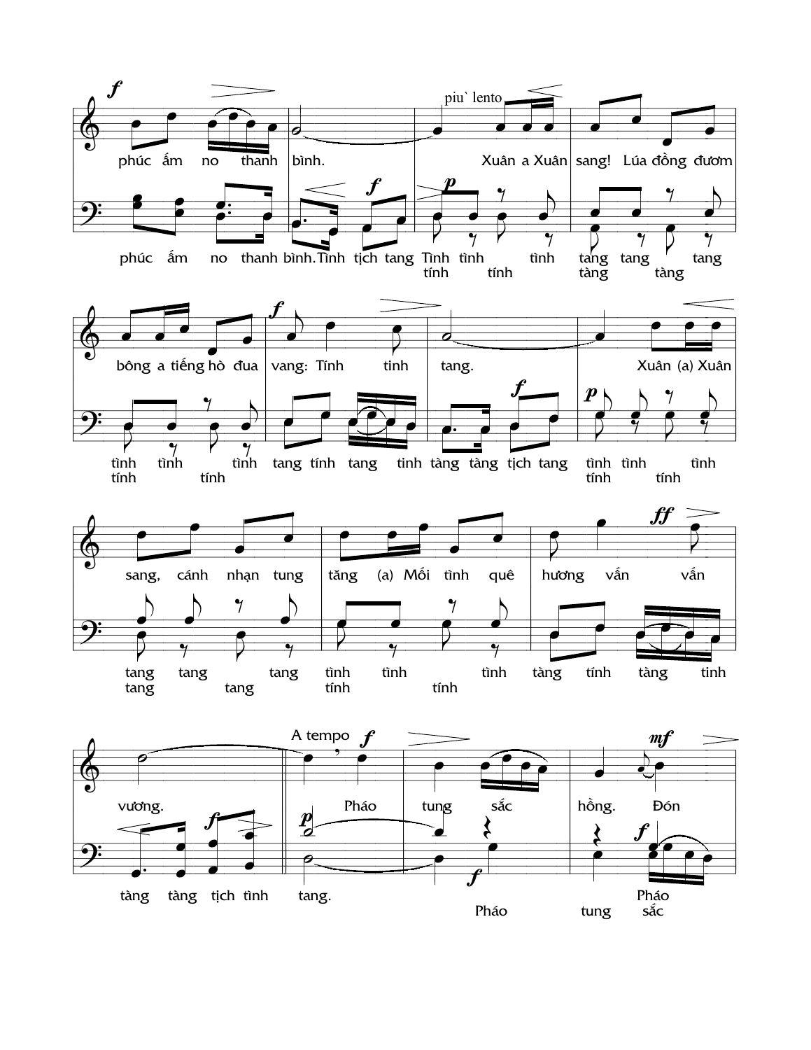piu` lento

phúc ấm no thanh bình. Xuân a Xuân sang! Lúa đồng đươm

phúc ấm no thanh bình. Tình tịch tang Tình tình tình tang tang tang
tính tính tàng tàng

bông a tiếng hò đua vang: Tính tinh tang. Xuân (a) Xuân

tình tình tình tang tính tang tinh tàng tàng tịch tang tình tình tình
tính tính tính tính

sang, cánh nhạn tung tăng (a) Mối tình quê hương vấn vấn

tang tang tang tình tình tình tàng tính tàng tinh
tang tang tính tính

A tempo

vương. Pháo tung sắc hồng. Đón

tàng tàng tịch tình tang. Pháo
Pháo tung sắc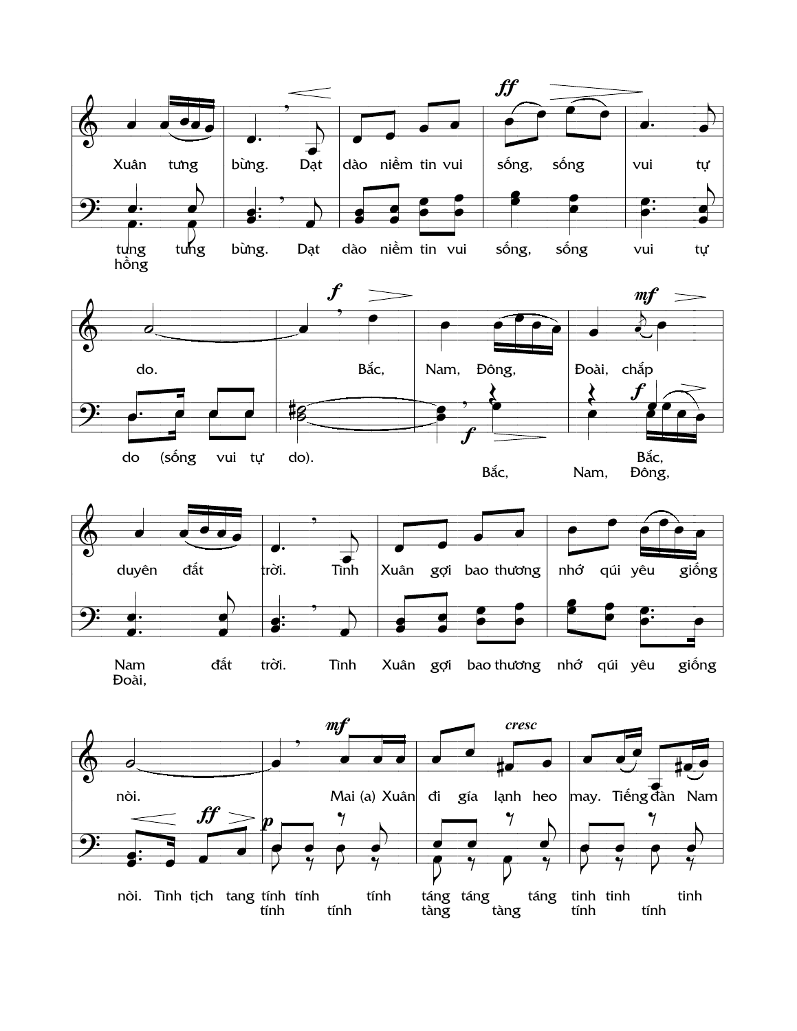Xuân tưng bừng. Dạt dào niềm tin vui sống, sống vui tự

tưng tưng bừng. Dạt dào niềm tin vui sống, sống vui tự
hồng

do. Bắc, Nam, Đông, Đoài, chắp

do (sống vui tự do). Bắc,
Bắc, Nam, Đông,

duyên đất trời. Tình Xuân gợi bao thương nhớ qúi yêu giống

Nam đất trời. Tình Xuân gợi bao thương nhớ qúi yêu giống
Đoài,

nòi. Mai (a) Xuân đi gía lạnh heo may. Tiếng đàn Nam

nòi. Tình tịch tang tính tính tính táng táng táng tinh tinh tinh
tính tính tàng tàng tính tính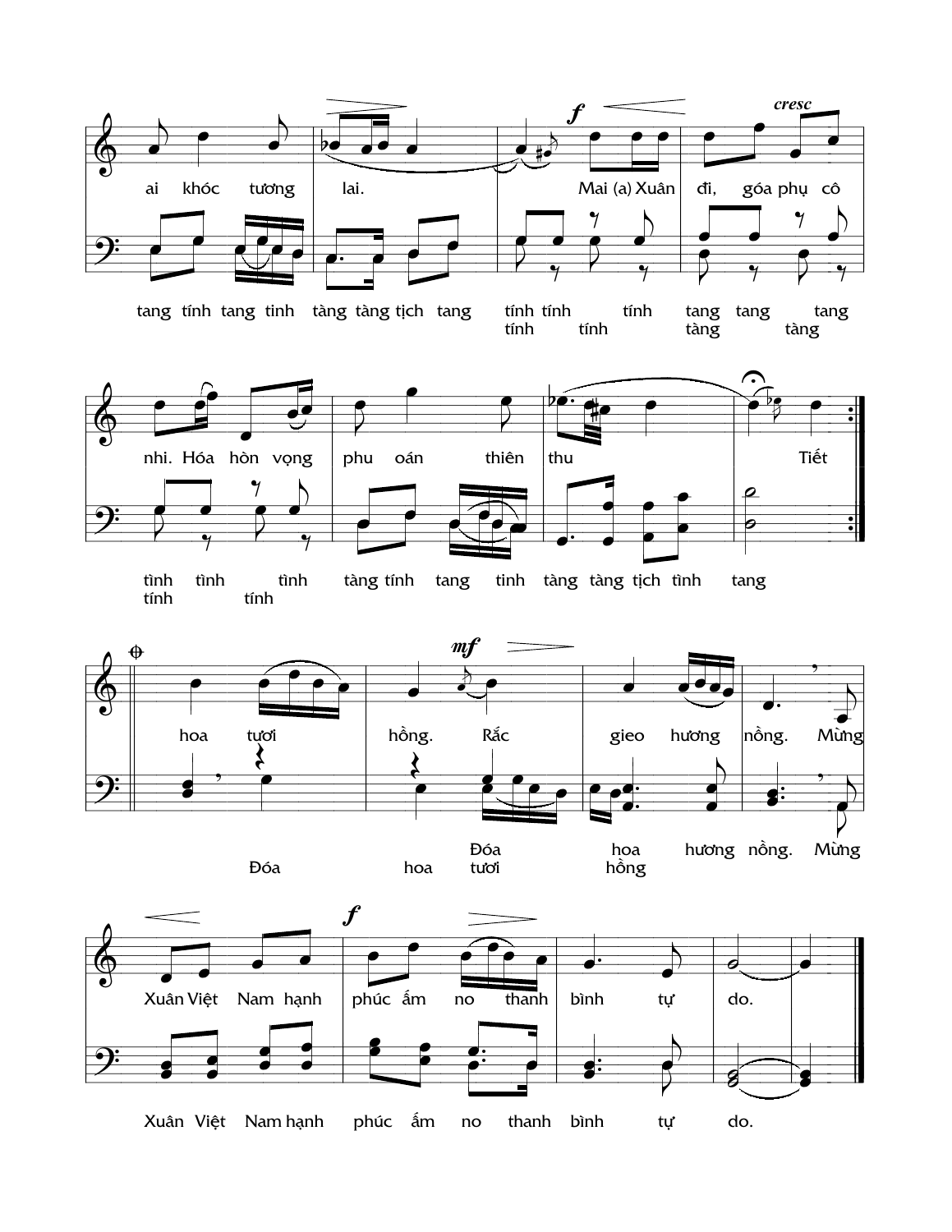ai khóc tương lai. Mai (a) Xuân đi, góa phụ cô

tang tính tang tinh tàng tàng tịch tang tính tính tính tang tang tang
tính tính tàng tàng

nhi. Hóa hòn vọng phu oán thiên thu Tiết

tình tình tình tàng tính tang tinh tàng tàng tịch tình tang
tính tính

hoa tươi hồng. Rắc gieo hương nồng. Mừng

Đóa hoa hương nồng. Mừng
Đóa hoa tươi hồng

Xuân Việt Nam hạnh phúc ấm no thanh bình tự do.

Xuân Việt Nam hạnh phúc ấm no thanh bình tự do.